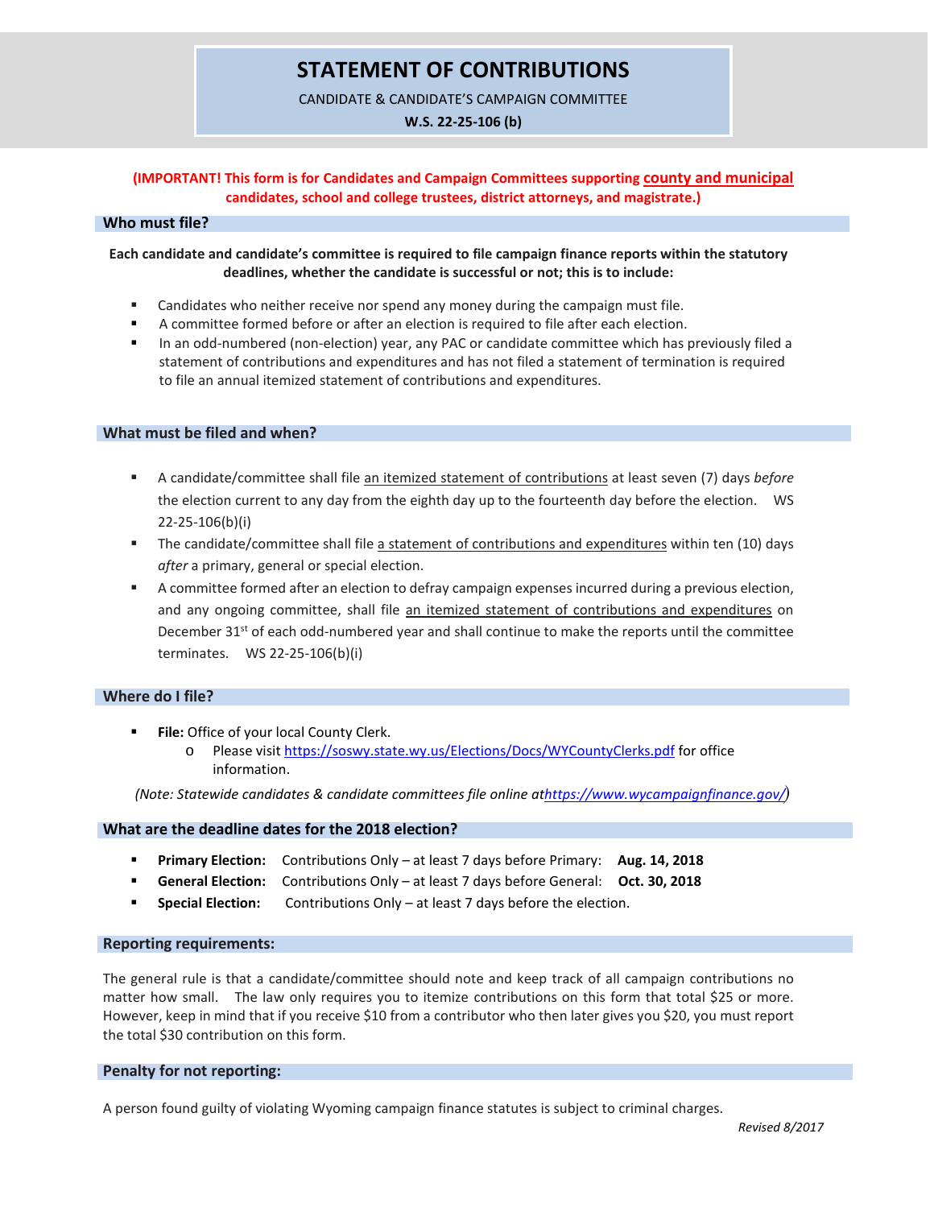# STATEMENT OF CONTRIBUTIONS

CANDIDATE & CANDIDATE'S CAMPAIGN COMMITTEE

**W.S. 22-25-106 (b)**

**(IMPORTANT! This form is for Candidates and Campaign Committees supporting county and municipal candidates, school and college trustees, district attorneys, and magistrate.)**

## Who must file?

**Each candidate and candidate's committee is required to file campaign finance reports within the statutory deadlines, whether the candidate is successful or not; this is to include:**

- Candidates who neither receive nor spend any money during the campaign must file.
- A committee formed before or after an election is required to file after each election.
- In an odd-numbered (non-election) year, any PAC or candidate committee which has previously filed a statement of contributions and expenditures and has not filed a statement of termination is required to file an annual itemized statement of contributions and expenditures.

## What must be filed and when?

- A candidate/committee shall file an itemized statement of contributions at least seven (7) days *before* the election current to any day from the eighth day up to the fourteenth day before the election. WS 22-25-106(b)(i)
- The candidate/committee shall file a statement of contributions and expenditures within ten (10) days *after* a primary, general or special election.
- A committee formed after an election to defray campaign expenses incurred during a previous election, and any ongoing committee, shall file an itemized statement of contributions and expenditures on December 31st of each odd-numbered year and shall continue to make the reports until the committee terminates. WS 22-25-106(b)(i)

## Where do I file?

- **File:** Office of your local County Clerk.
  - Please visit https://soswy.state.wy.us/Elections/Docs/WYCountyClerks.pdf for office information.

*(Note: Statewide candidates & candidate committees file online at https://www.wycampaignfinance.gov/)*

## What are the deadline dates for the 2018 election?

- **Primary Election:** Contributions Only – at least 7 days before Primary: **Aug. 14, 2018**
- **General Election:** Contributions Only – at least 7 days before General: **Oct. 30, 2018**
- **Special Election:** Contributions Only – at least 7 days before the election.

## Reporting requirements:

The general rule is that a candidate/committee should note and keep track of all campaign contributions no matter how small. The law only requires you to itemize contributions on this form that total $25 or more. However, keep in mind that if you receive $10 from a contributor who then later gives you $20, you must report the total $30 contribution on this form.

## Penalty for not reporting:

A person found guilty of violating Wyoming campaign finance statutes is subject to criminal charges.

*Revised 8/2017*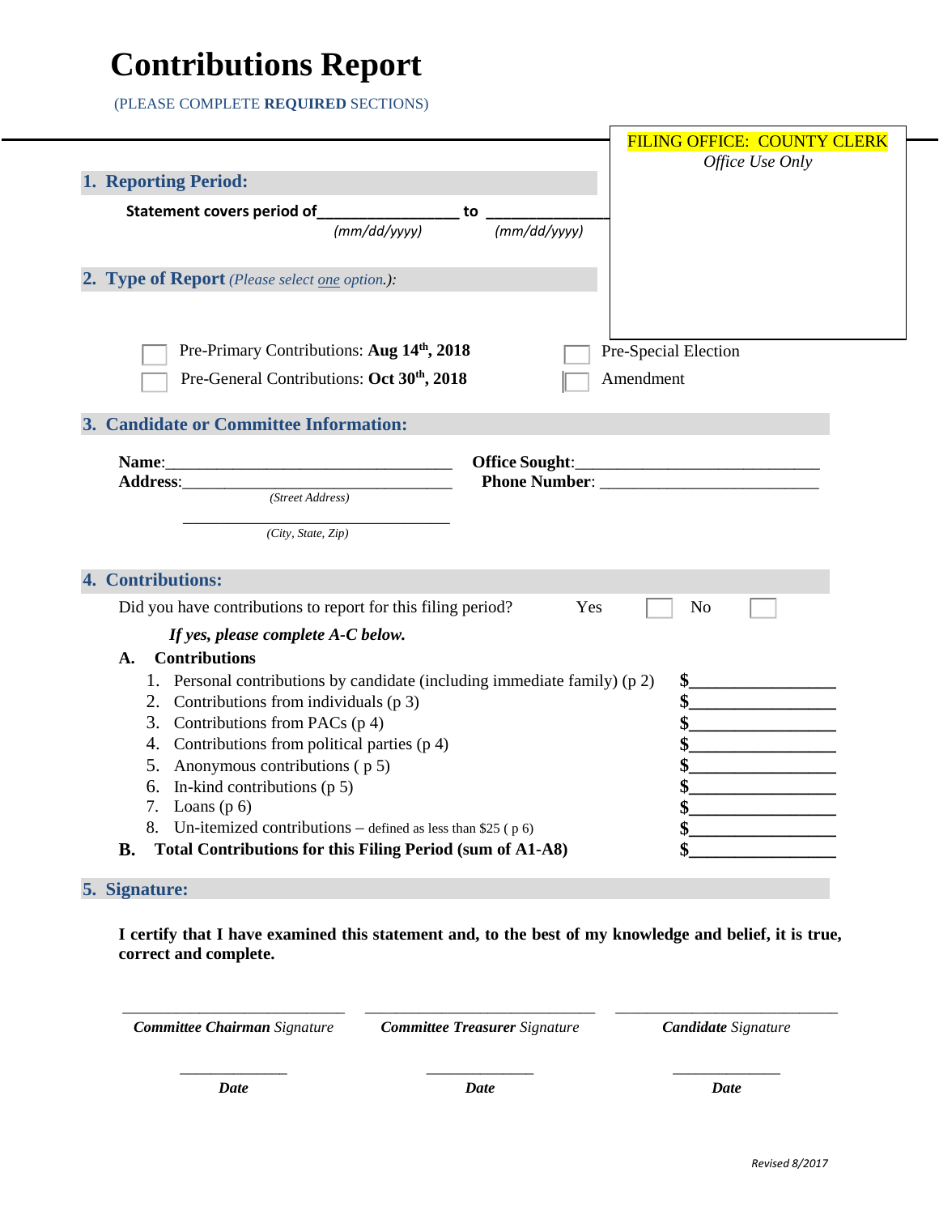# Contributions Report

(PLEASE COMPLETE **REQUIRED** SECTIONS)

FILING OFFICE: COUNTY CLERK
*Office Use Only*

## 1. Reporting Period:

**Statement covers period of**________________ **to** ________________
*(mm/dd/yyyy)* *(mm/dd/yyyy)*

## 2. Type of Report *(Please select one option.):*

☐ Pre-Primary Contributions: **Aug 14th, 2018**
☐ Pre-General Contributions: **Oct 30th, 2018**
☐ Pre-Special Election
☐ Amendment

## 3. Candidate or Committee Information:

**Name:**___________________________________ **Office Sought:**______________________________
**Address:**_________________________________ **Phone Number:** __________________________
*(Street Address)*
_________________________________
*(City, State, Zip)*

## 4. Contributions:

Did you have contributions to report for this filing period? Yes ☐ No ☐

***If yes, please complete A-C below.***

**A. Contributions**

1. Personal contributions by candidate (including immediate family) (p 2) **$**________________
2. Contributions from individuals (p 3) **$**________________
3. Contributions from PACs (p 4) **$**________________
4. Contributions from political parties (p 4) **$**________________
5. Anonymous contributions ( p 5) **$**________________
6. In-kind contributions (p 5) **$**________________
7. Loans (p 6) **$**________________
8. Un-itemized contributions – defined as less than $25 ( p 6) **$**________________

**B. Total Contributions for this Filing Period (sum of A1-A8)** **$**________________

## 5. Signature:

**I certify that I have examined this statement and, to the best of my knowledge and belief, it is true, correct and complete.**

| ___________________________ | ___________________________ | ___________________________ |
|---|---|---|
| ***Committee Chairman*** *Signature* | ***Committee Treasurer*** *Signature* | ***Candidate*** *Signature* |
| _____________ | _____________ | _____________ |
| ***Date*** | ***Date*** | ***Date*** |

*Revised 8/2017*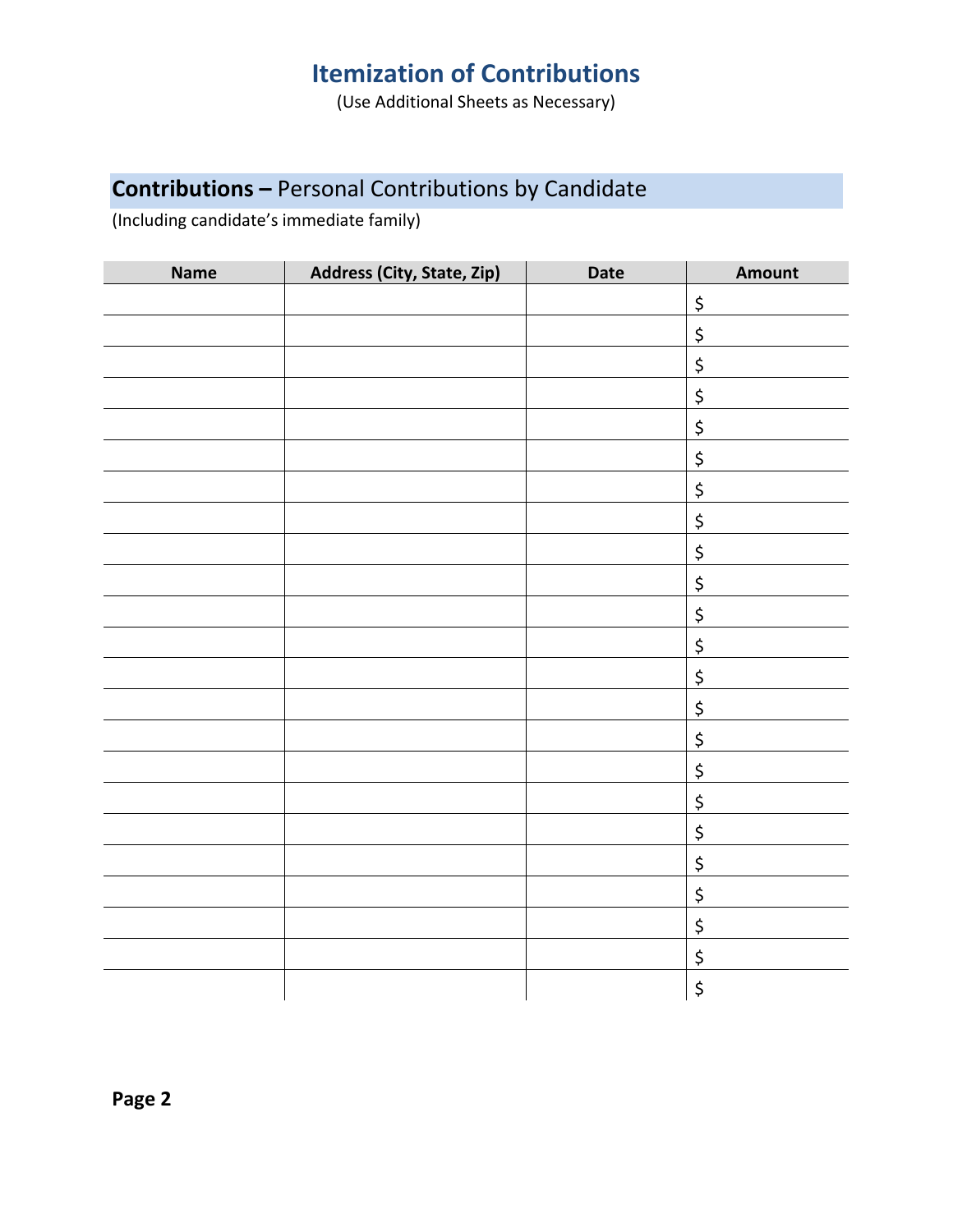# Itemization of Contributions

(Use Additional Sheets as Necessary)

## **Contributions –** Personal Contributions by Candidate

(Including candidate's immediate family)

| Name | Address (City, State, Zip) | Date | Amount |
|---|---|---|---|
| | | | $ |
| | | | $ |
| | | | $ |
| | | | $ |
| | | | $ |
| | | | $ |
| | | | $ |
| | | | $ |
| | | | $ |
| | | | $ |
| | | | $ |
| | | | $ |
| | | | $ |
| | | | $ |
| | | | $ |
| | | | $ |
| | | | $ |
| | | | $ |
| | | | $ |
| | | | $ |
| | | | $ |
| | | | $ |
| | | | $ |

**Page 2**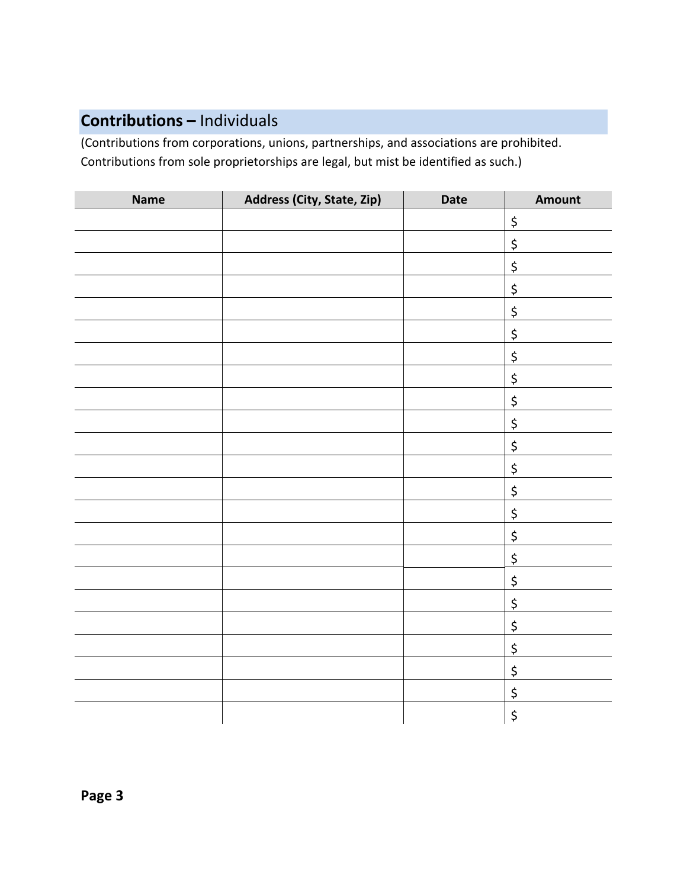## **Contributions –** Individuals

(Contributions from corporations, unions, partnerships, and associations are prohibited. Contributions from sole proprietorships are legal, but mist be identified as such.)

| Name | Address (City, State, Zip) | Date | Amount |
|---|---|---|---|
| | | | $ |
| | | | $ |
| | | | $ |
| | | | $ |
| | | | $ |
| | | | $ |
| | | | $ |
| | | | $ |
| | | | $ |
| | | | $ |
| | | | $ |
| | | | $ |
| | | | $ |
| | | | $ |
| | | | $ |
| | | | $ |
| | | | $ |
| | | | $ |
| | | | $ |
| | | | $ |
| | | | $ |
| | | | $ |
| | | | $ |

**Page 3**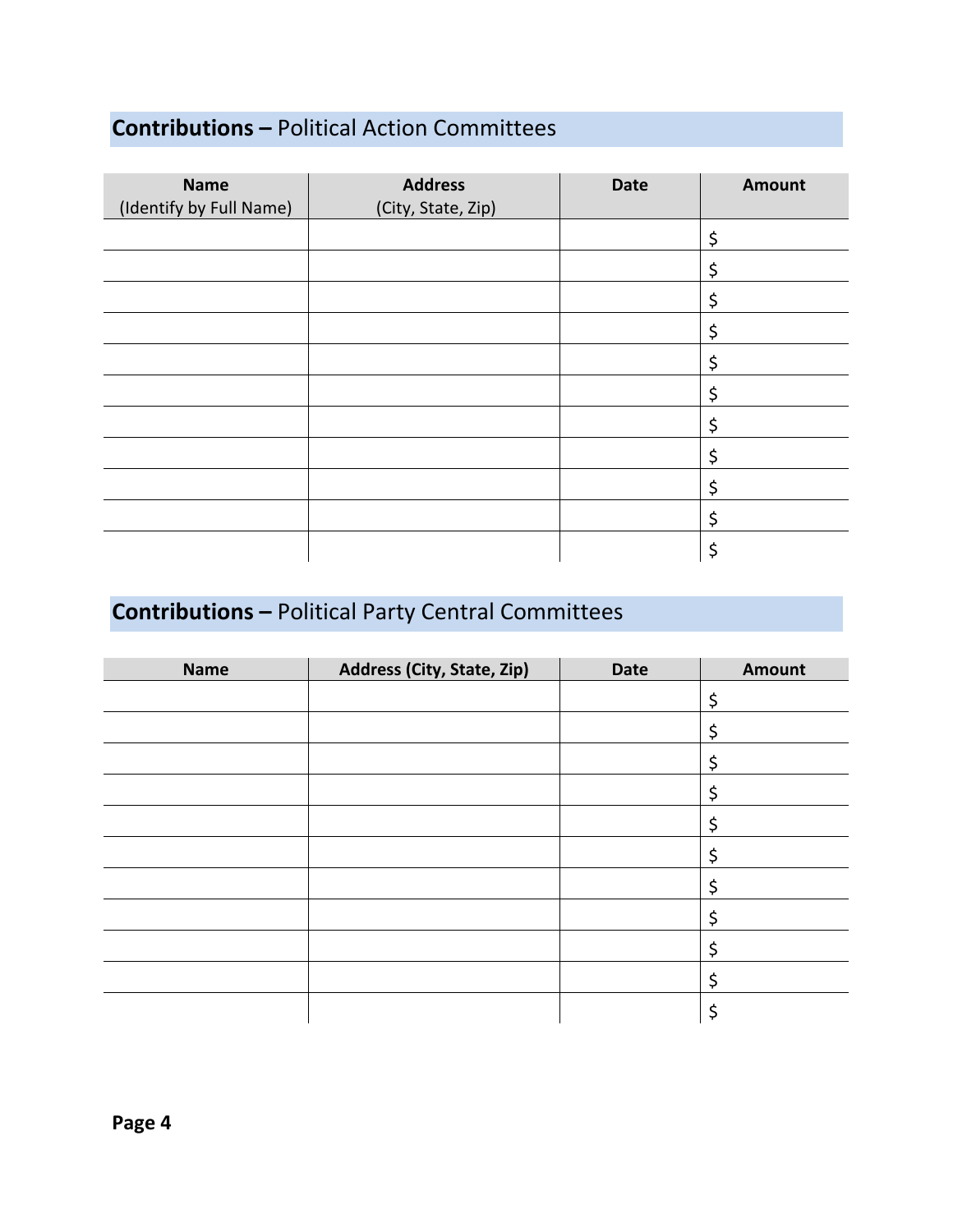## **Contributions –** Political Action Committees

| Name (Identify by Full Name) | Address (City, State, Zip) | Date | Amount |
|---|---|---|---|
| | | | $ |
| | | | $ |
| | | | $ |
| | | | $ |
| | | | $ |
| | | | $ |
| | | | $ |
| | | | $ |
| | | | $ |
| | | | $ |
| | | | $ |

## **Contributions –** Political Party Central Committees

| Name | Address (City, State, Zip) | Date | Amount |
|---|---|---|---|
| | | | $ |
| | | | $ |
| | | | $ |
| | | | $ |
| | | | $ |
| | | | $ |
| | | | $ |
| | | | $ |
| | | | $ |
| | | | $ |
| | | | $ |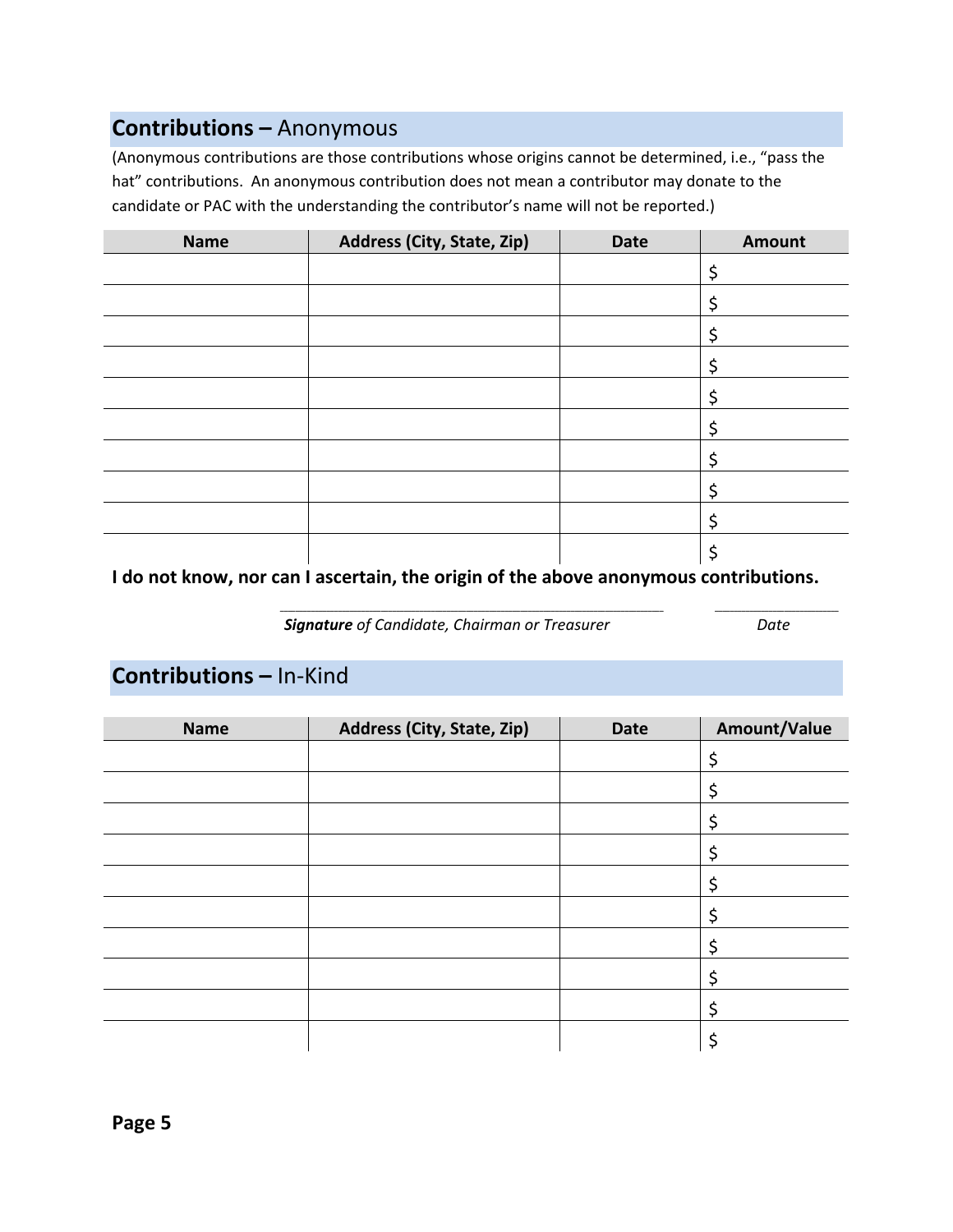## **Contributions –** Anonymous

(Anonymous contributions are those contributions whose origins cannot be determined, i.e., "pass the hat" contributions. An anonymous contribution does not mean a contributor may donate to the candidate or PAC with the understanding the contributor's name will not be reported.)

| Name | Address (City, State, Zip) | Date | Amount |
|---|---|---|---|
| | | | $ |
| | | | $ |
| | | | $ |
| | | | $ |
| | | | $ |
| | | | $ |
| | | | $ |
| | | | $ |
| | | | $ |
| | | | $ |

**I do not know, nor can I ascertain, the origin of the above anonymous contributions.**

_____________________________________________ _______________

***Signature** of Candidate, Chairman or Treasurer* *Date*

## **Contributions –** In-Kind

| Name | Address (City, State, Zip) | Date | Amount/Value |
|---|---|---|---|
| | | | $ |
| | | | $ |
| | | | $ |
| | | | $ |
| | | | $ |
| | | | $ |
| | | | $ |
| | | | $ |
| | | | $ |
| | | | $ |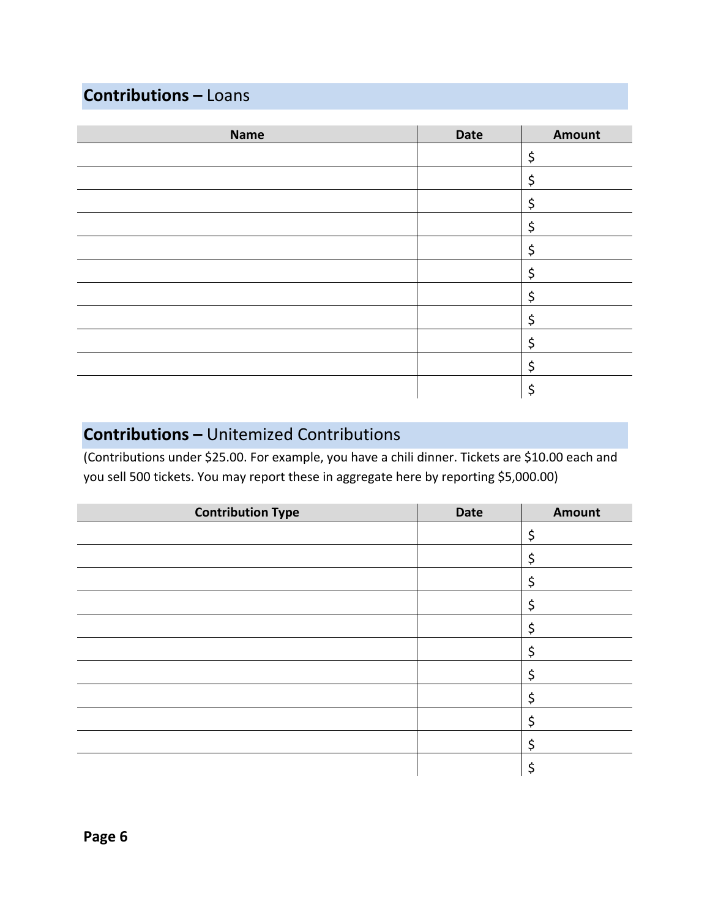## **Contributions –** Loans

| Name | Date | Amount |
|---|---|---|
| | | $ |
| | | $ |
| | | $ |
| | | $ |
| | | $ |
| | | $ |
| | | $ |
| | | $ |
| | | $ |
| | | $ |
| | | $ |

## **Contributions –** Unitemized Contributions

(Contributions under $25.00. For example, you have a chili dinner. Tickets are $10.00 each and you sell 500 tickets. You may report these in aggregate here by reporting $5,000.00)

| Contribution Type | Date | Amount |
|---|---|---|
| | | $ |
| | | $ |
| | | $ |
| | | $ |
| | | $ |
| | | $ |
| | | $ |
| | | $ |
| | | $ |
| | | $ |
| | | $ |